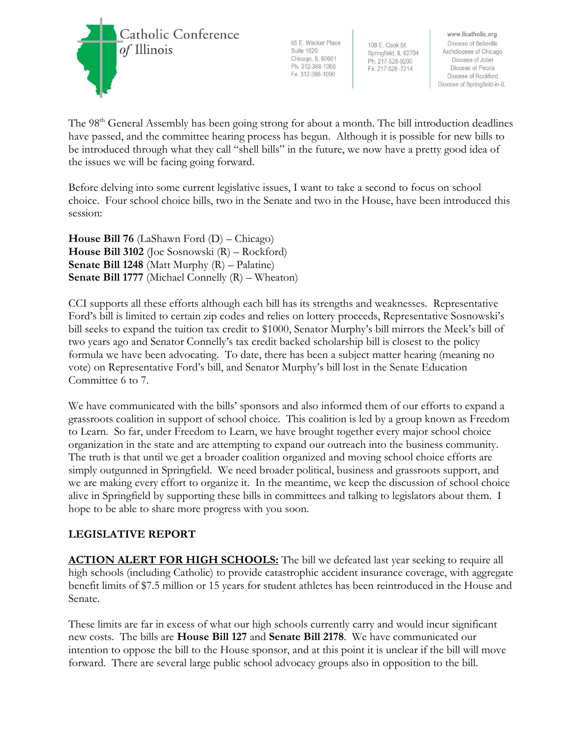Catholic Conference of Illinois

65 E. Wacker Place
Suite 1620
Chicago, IL 60601
Ph. 312-368-1066
Fx. 312-368-1090

108 E. Cook St.
Springfield, IL 62704
Ph. 217-528-9200
Fx. 217-528-7214

www.ilcatholic.org
Diocese of Belleville
Archdiocese of Chicago
Diocese of Joliet
Diocese of Peoria
Diocese of Rockford
Diocese of Springfield-in-IL

The 98th General Assembly has been going strong for about a month. The bill introduction deadlines have passed, and the committee hearing process has begun. Although it is possible for new bills to be introduced through what they call "shell bills" in the future, we now have a pretty good idea of the issues we will be facing going forward.

Before delving into some current legislative issues, I want to take a second to focus on school choice. Four school choice bills, two in the Senate and two in the House, have been introduced this session:

**House Bill 76** (LaShawn Ford (D) – Chicago)
**House Bill 3102** (Joe Sosnowski (R) – Rockford)
**Senate Bill 1248** (Matt Murphy (R) – Palatine)
**Senate Bill 1777** (Michael Connelly (R) – Wheaton)

CCI supports all these efforts although each bill has its strengths and weaknesses. Representative Ford's bill is limited to certain zip codes and relies on lottery proceeds, Representative Sosnowski's bill seeks to expand the tuition tax credit to $1000, Senator Murphy's bill mirrors the Meek's bill of two years ago and Senator Connelly's tax credit backed scholarship bill is closest to the policy formula we have been advocating. To date, there has been a subject matter hearing (meaning no vote) on Representative Ford's bill, and Senator Murphy's bill lost in the Senate Education Committee 6 to 7.

We have communicated with the bills' sponsors and also informed them of our efforts to expand a grassroots coalition in support of school choice. This coalition is led by a group known as Freedom to Learn. So far, under Freedom to Learn, we have brought together every major school choice organization in the state and are attempting to expand our outreach into the business community. The truth is that until we get a broader coalition organized and moving school choice efforts are simply outgunned in Springfield. We need broader political, business and grassroots support, and we are making every effort to organize it. In the meantime, we keep the discussion of school choice alive in Springfield by supporting these bills in committees and talking to legislators about them. I hope to be able to share more progress with you soon.

## LEGISLATIVE REPORT

**ACTION ALERT FOR HIGH SCHOOLS:** The bill we defeated last year seeking to require all high schools (including Catholic) to provide catastrophic accident insurance coverage, with aggregate benefit limits of $7.5 million or 15 years for student athletes has been reintroduced in the House and Senate.

These limits are far in excess of what our high schools currently carry and would incur significant new costs. The bills are **House Bill 127** and **Senate Bill 2178**. We have communicated our intention to oppose the bill to the House sponsor, and at this point it is unclear if the bill will move forward. There are several large public school advocacy groups also in opposition to the bill.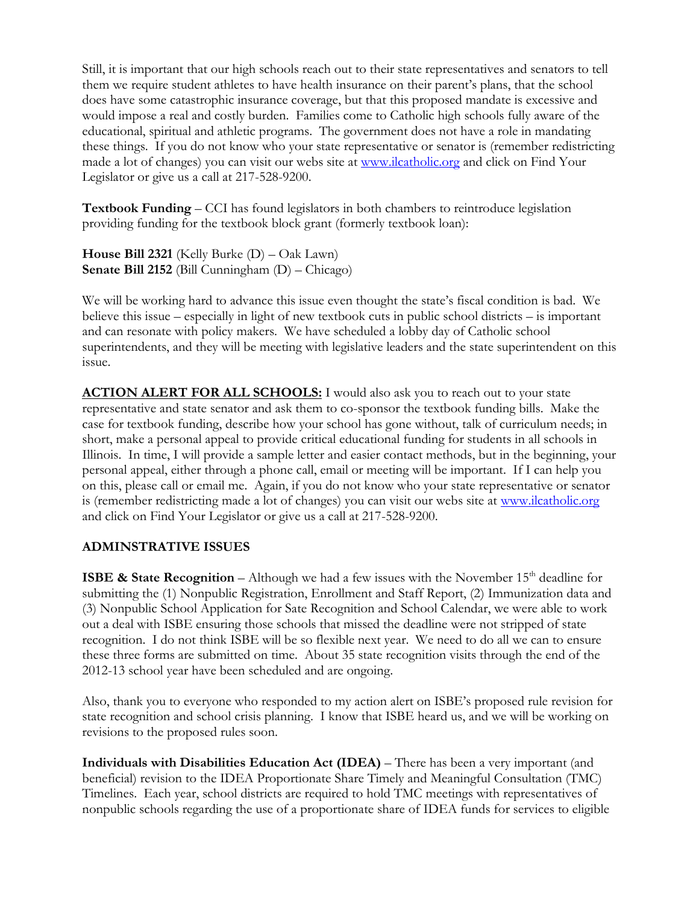Still, it is important that our high schools reach out to their state representatives and senators to tell them we require student athletes to have health insurance on their parent's plans, that the school does have some catastrophic insurance coverage, but that this proposed mandate is excessive and would impose a real and costly burden. Families come to Catholic high schools fully aware of the educational, spiritual and athletic programs. The government does not have a role in mandating these things. If you do not know who your state representative or senator is (remember redistricting made a lot of changes) you can visit our webs site at [www.ilcatholic.org](http://www.ilcatholic.org) and click on Find Your Legislator or give us a call at 217-528-9200.

**Textbook Funding** – CCI has found legislators in both chambers to reintroduce legislation providing funding for the textbook block grant (formerly textbook loan):

**House Bill 2321** (Kelly Burke (D) – Oak Lawn)
**Senate Bill 2152** (Bill Cunningham (D) – Chicago)

We will be working hard to advance this issue even thought the state's fiscal condition is bad. We believe this issue – especially in light of new textbook cuts in public school districts – is important and can resonate with policy makers. We have scheduled a lobby day of Catholic school superintendents, and they will be meeting with legislative leaders and the state superintendent on this issue.

**ACTION ALERT FOR ALL SCHOOLS:** I would also ask you to reach out to your state representative and state senator and ask them to co-sponsor the textbook funding bills. Make the case for textbook funding, describe how your school has gone without, talk of curriculum needs; in short, make a personal appeal to provide critical educational funding for students in all schools in Illinois. In time, I will provide a sample letter and easier contact methods, but in the beginning, your personal appeal, either through a phone call, email or meeting will be important. If I can help you on this, please call or email me. Again, if you do not know who your state representative or senator is (remember redistricting made a lot of changes) you can visit our webs site at [www.ilcatholic.org](http://www.ilcatholic.org) and click on Find Your Legislator or give us a call at 217-528-9200.

## ADMINSTRATIVE ISSUES

**ISBE & State Recognition** – Although we had a few issues with the November 15th deadline for submitting the (1) Nonpublic Registration, Enrollment and Staff Report, (2) Immunization data and (3) Nonpublic School Application for Sate Recognition and School Calendar, we were able to work out a deal with ISBE ensuring those schools that missed the deadline were not stripped of state recognition. I do not think ISBE will be so flexible next year. We need to do all we can to ensure these three forms are submitted on time. About 35 state recognition visits through the end of the 2012-13 school year have been scheduled and are ongoing.

Also, thank you to everyone who responded to my action alert on ISBE's proposed rule revision for state recognition and school crisis planning. I know that ISBE heard us, and we will be working on revisions to the proposed rules soon.

**Individuals with Disabilities Education Act (IDEA)** – There has been a very important (and beneficial) revision to the IDEA Proportionate Share Timely and Meaningful Consultation (TMC) Timelines. Each year, school districts are required to hold TMC meetings with representatives of nonpublic schools regarding the use of a proportionate share of IDEA funds for services to eligible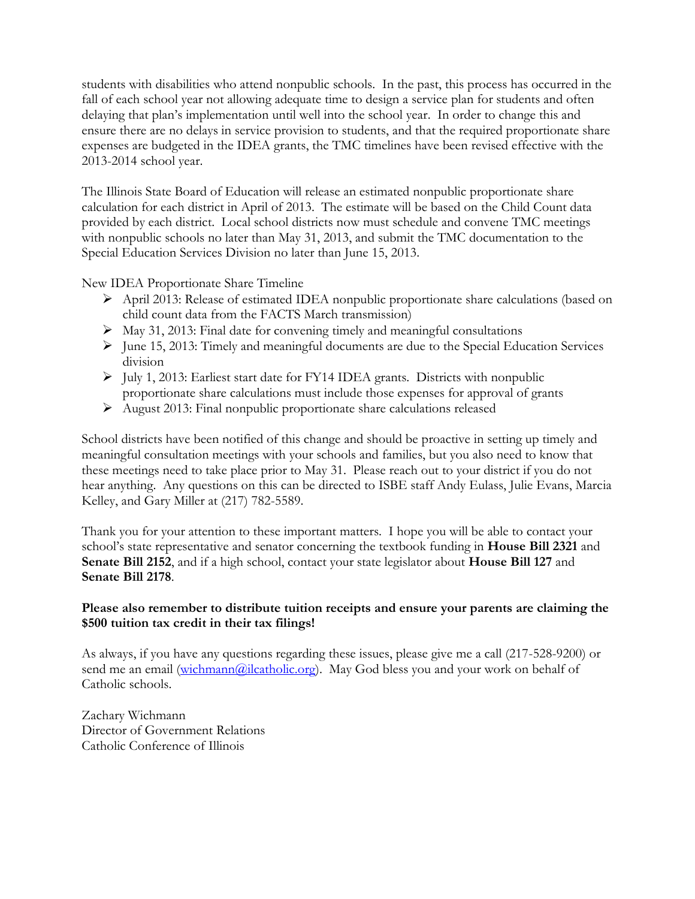students with disabilities who attend nonpublic schools. In the past, this process has occurred in the fall of each school year not allowing adequate time to design a service plan for students and often delaying that plan's implementation until well into the school year. In order to change this and ensure there are no delays in service provision to students, and that the required proportionate share expenses are budgeted in the IDEA grants, the TMC timelines have been revised effective with the 2013-2014 school year.

The Illinois State Board of Education will release an estimated nonpublic proportionate share calculation for each district in April of 2013. The estimate will be based on the Child Count data provided by each district. Local school districts now must schedule and convene TMC meetings with nonpublic schools no later than May 31, 2013, and submit the TMC documentation to the Special Education Services Division no later than June 15, 2013.

New IDEA Proportionate Share Timeline

- April 2013: Release of estimated IDEA nonpublic proportionate share calculations (based on child count data from the FACTS March transmission)
- May 31, 2013: Final date for convening timely and meaningful consultations
- June 15, 2013: Timely and meaningful documents are due to the Special Education Services division
- July 1, 2013: Earliest start date for FY14 IDEA grants. Districts with nonpublic proportionate share calculations must include those expenses for approval of grants
- August 2013: Final nonpublic proportionate share calculations released

School districts have been notified of this change and should be proactive in setting up timely and meaningful consultation meetings with your schools and families, but you also need to know that these meetings need to take place prior to May 31. Please reach out to your district if you do not hear anything. Any questions on this can be directed to ISBE staff Andy Eulass, Julie Evans, Marcia Kelley, and Gary Miller at (217) 782-5589.

Thank you for your attention to these important matters. I hope you will be able to contact your school's state representative and senator concerning the textbook funding in **House Bill 2321** and **Senate Bill 2152**, and if a high school, contact your state legislator about **House Bill 127** and **Senate Bill 2178**.

**Please also remember to distribute tuition receipts and ensure your parents are claiming the $500 tuition tax credit in their tax filings!**

As always, if you have any questions regarding these issues, please give me a call (217-528-9200) or send me an email (wichmann@ilcatholic.org). May God bless you and your work on behalf of Catholic schools.

Zachary Wichmann
Director of Government Relations
Catholic Conference of Illinois